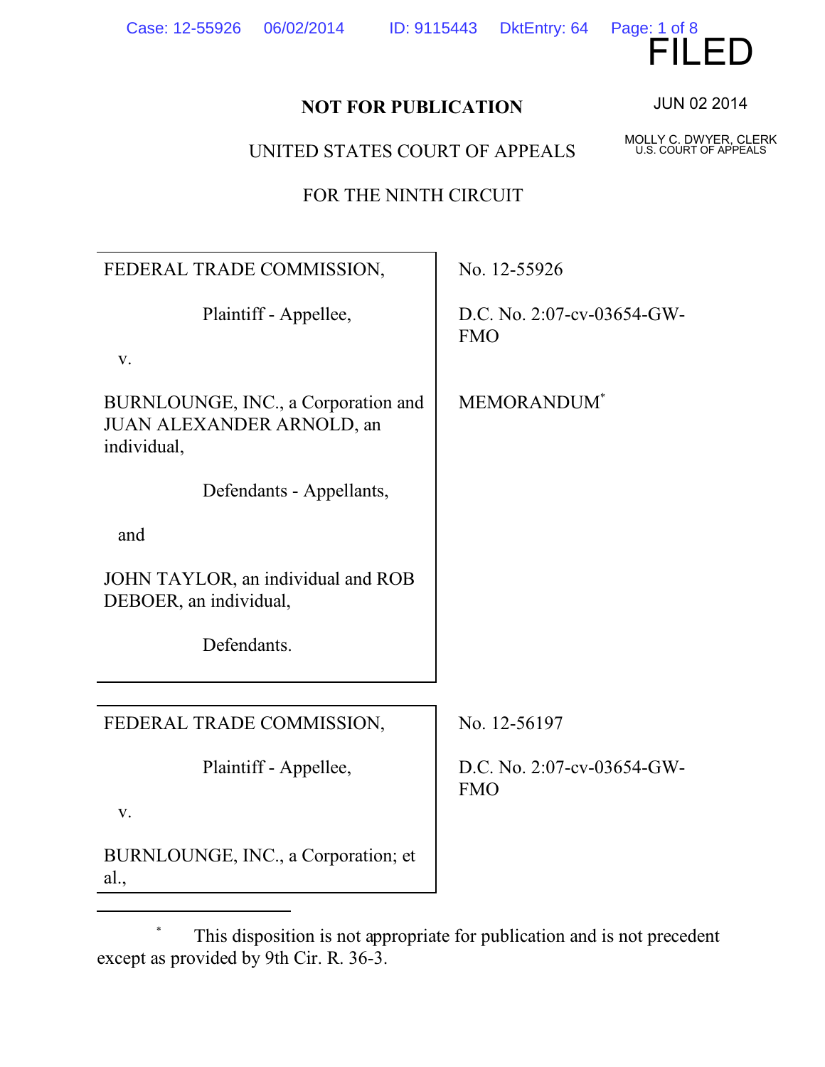FILED

JUN 02 2014

MOLLY C. DWYER, CLERK
U.S. COURT OF APPEALS

**NOT FOR PUBLICATION**

UNITED STATES COURT OF APPEALS

FOR THE NINTH CIRCUIT

| | |
|---|---|
| FEDERAL TRADE COMMISSION,<br><br>Plaintiff - Appellee,<br><br>v.<br><br>BURNLOUNGE, INC., a Corporation and JUAN ALEXANDER ARNOLD, an individual,<br><br>Defendants - Appellants,<br><br>and<br><br>JOHN TAYLOR, an individual and ROB DEBOER, an individual,<br><br>Defendants. | No. 12-55926<br><br>D.C. No. 2:07-cv-03654-GW-FMO<br><br>MEMORANDUM* |

| | |
|---|---|
| FEDERAL TRADE COMMISSION,<br><br>Plaintiff - Appellee,<br><br>v.<br><br>BURNLOUNGE, INC., a Corporation; et al., | No. 12-56197<br><br>D.C. No. 2:07-cv-03654-GW-FMO |

---

\* This disposition is not appropriate for publication and is not precedent except as provided by 9th Cir. R. 36-3.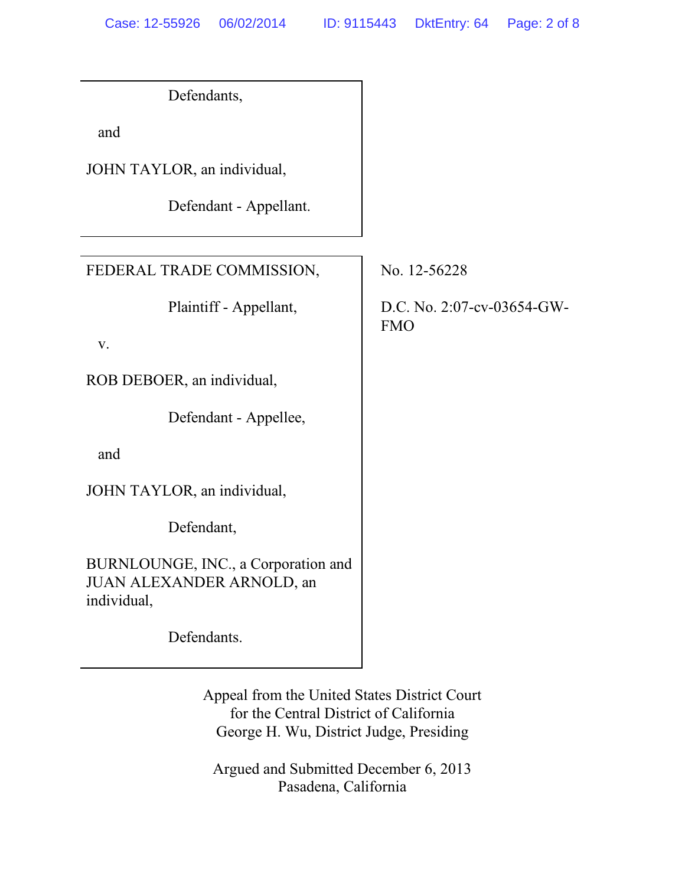Defendants,

and

JOHN TAYLOR, an individual,

Defendant - Appellant.

---

FEDERAL TRADE COMMISSION,

Plaintiff - Appellant,

v.

ROB DEBOER, an individual,

Defendant - Appellee,

and

JOHN TAYLOR, an individual,

Defendant,

BURNLOUNGE, INC., a Corporation and JUAN ALEXANDER ARNOLD, an individual,

Defendants.

No. 12-56228

D.C. No. 2:07-cv-03654-GW-FMO

---

Appeal from the United States District Court
for the Central District of California
George H. Wu, District Judge, Presiding

Argued and Submitted December 6, 2013
Pasadena, California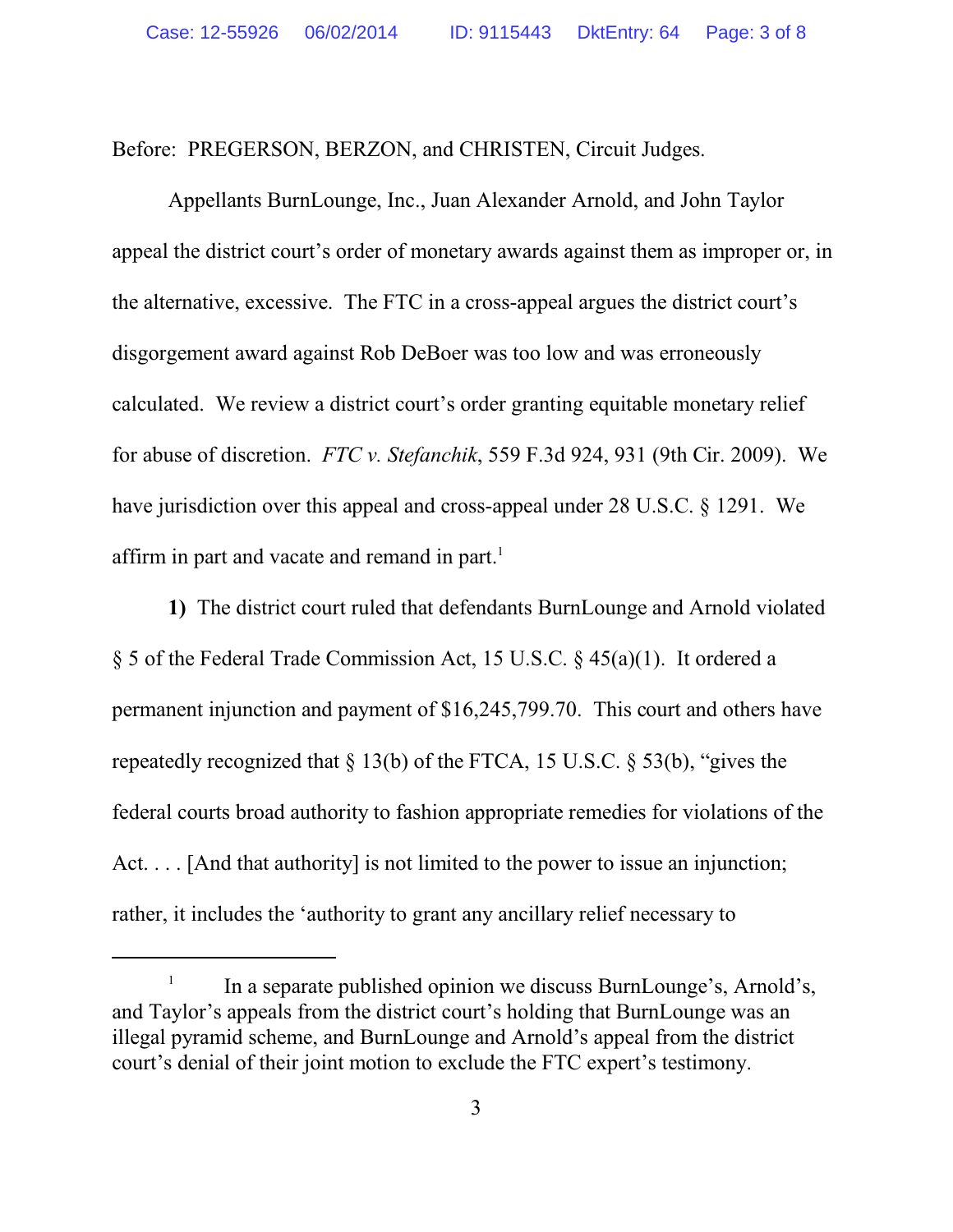Before: PREGERSON, BERZON, and CHRISTEN, Circuit Judges.

Appellants BurnLounge, Inc., Juan Alexander Arnold, and John Taylor appeal the district court's order of monetary awards against them as improper or, in the alternative, excessive. The FTC in a cross-appeal argues the district court's disgorgement award against Rob DeBoer was too low and was erroneously calculated. We review a district court's order granting equitable monetary relief for abuse of discretion. *FTC v. Stefanchik*, 559 F.3d 924, 931 (9th Cir. 2009). We have jurisdiction over this appeal and cross-appeal under 28 U.S.C. § 1291. We affirm in part and vacate and remand in part.[1]

**1)** The district court ruled that defendants BurnLounge and Arnold violated § 5 of the Federal Trade Commission Act, 15 U.S.C. § 45(a)(1). It ordered a permanent injunction and payment of $16,245,799.70. This court and others have repeatedly recognized that § 13(b) of the FTCA, 15 U.S.C. § 53(b), "gives the federal courts broad authority to fashion appropriate remedies for violations of the Act. . . . [And that authority] is not limited to the power to issue an injunction; rather, it includes the 'authority to grant any ancillary relief necessary to

---

[1] In a separate published opinion we discuss BurnLounge's, Arnold's, and Taylor's appeals from the district court's holding that BurnLounge was an illegal pyramid scheme, and BurnLounge and Arnold's appeal from the district court's denial of their joint motion to exclude the FTC expert's testimony.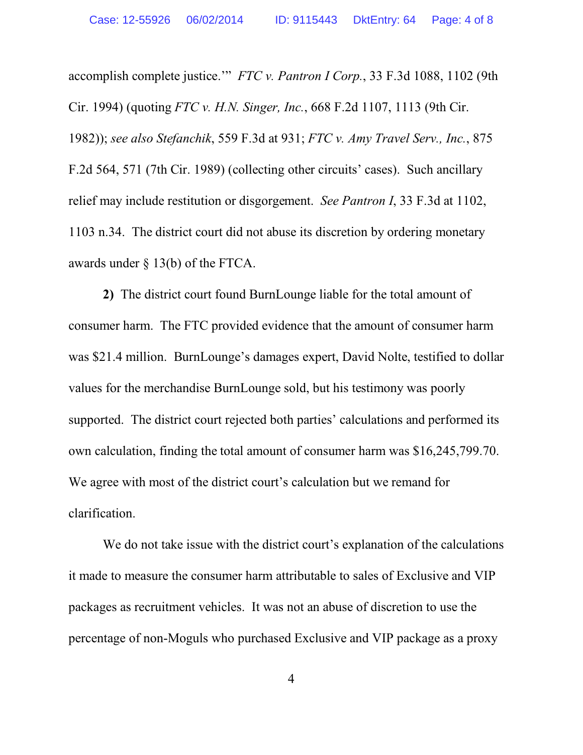accomplish complete justice.'" *FTC v. Pantron I Corp.*, 33 F.3d 1088, 1102 (9th Cir. 1994) (quoting *FTC v. H.N. Singer, Inc.*, 668 F.2d 1107, 1113 (9th Cir. 1982)); *see also Stefanchik*, 559 F.3d at 931; *FTC v. Amy Travel Serv., Inc.*, 875 F.2d 564, 571 (7th Cir. 1989) (collecting other circuits' cases). Such ancillary relief may include restitution or disgorgement. *See Pantron I*, 33 F.3d at 1102, 1103 n.34. The district court did not abuse its discretion by ordering monetary awards under § 13(b) of the FTCA.

**2)** The district court found BurnLounge liable for the total amount of consumer harm. The FTC provided evidence that the amount of consumer harm was $21.4 million. BurnLounge's damages expert, David Nolte, testified to dollar values for the merchandise BurnLounge sold, but his testimony was poorly supported. The district court rejected both parties' calculations and performed its own calculation, finding the total amount of consumer harm was $16,245,799.70. We agree with most of the district court's calculation but we remand for clarification.

We do not take issue with the district court's explanation of the calculations it made to measure the consumer harm attributable to sales of Exclusive and VIP packages as recruitment vehicles. It was not an abuse of discretion to use the percentage of non-Moguls who purchased Exclusive and VIP package as a proxy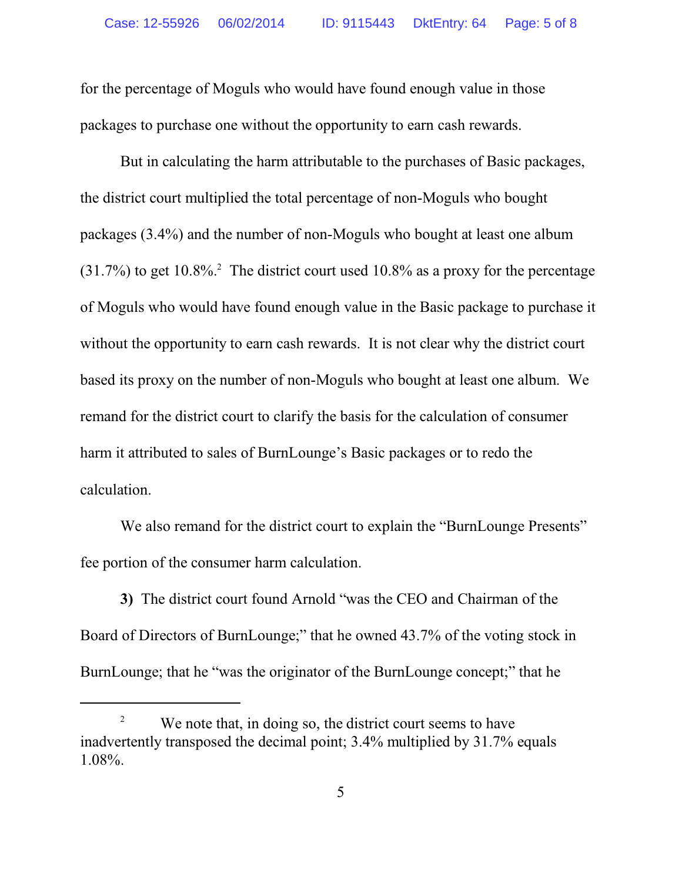for the percentage of Moguls who would have found enough value in those packages to purchase one without the opportunity to earn cash rewards.

But in calculating the harm attributable to the purchases of Basic packages, the district court multiplied the total percentage of non-Moguls who bought packages (3.4%) and the number of non-Moguls who bought at least one album (31.7%) to get 10.8%.[2] The district court used 10.8% as a proxy for the percentage of Moguls who would have found enough value in the Basic package to purchase it without the opportunity to earn cash rewards. It is not clear why the district court based its proxy on the number of non-Moguls who bought at least one album. We remand for the district court to clarify the basis for the calculation of consumer harm it attributed to sales of BurnLounge's Basic packages or to redo the calculation.

We also remand for the district court to explain the "BurnLounge Presents" fee portion of the consumer harm calculation.

**3)** The district court found Arnold "was the CEO and Chairman of the Board of Directors of BurnLounge;" that he owned 43.7% of the voting stock in BurnLounge; that he "was the originator of the BurnLounge concept;" that he

---

[2] We note that, in doing so, the district court seems to have inadvertently transposed the decimal point; 3.4% multiplied by 31.7% equals 1.08%.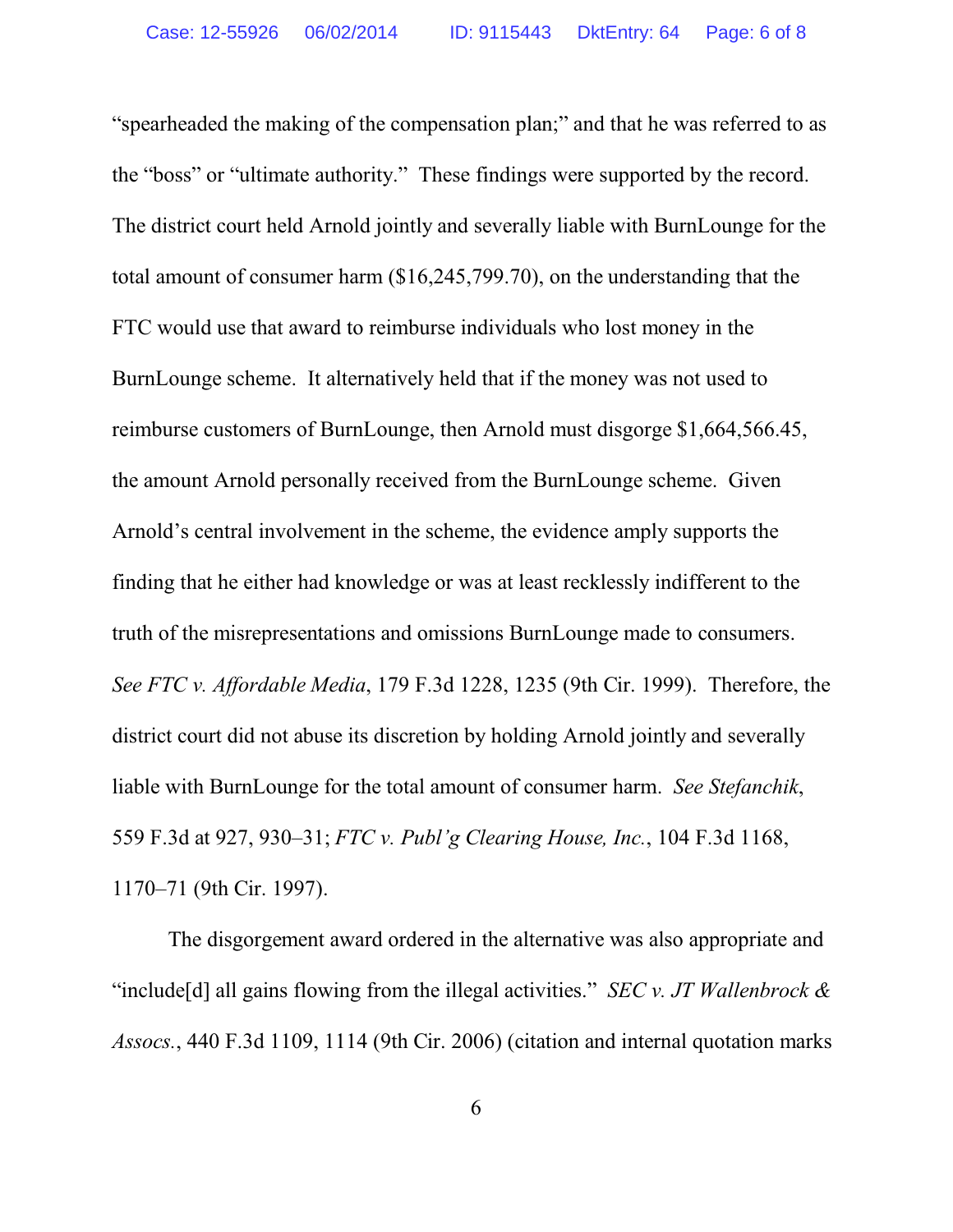"spearheaded the making of the compensation plan;" and that he was referred to as the "boss" or "ultimate authority." These findings were supported by the record. The district court held Arnold jointly and severally liable with BurnLounge for the total amount of consumer harm ($16,245,799.70), on the understanding that the FTC would use that award to reimburse individuals who lost money in the BurnLounge scheme. It alternatively held that if the money was not used to reimburse customers of BurnLounge, then Arnold must disgorge $1,664,566.45, the amount Arnold personally received from the BurnLounge scheme. Given Arnold's central involvement in the scheme, the evidence amply supports the finding that he either had knowledge or was at least recklessly indifferent to the truth of the misrepresentations and omissions BurnLounge made to consumers. *See FTC v. Affordable Media*, 179 F.3d 1228, 1235 (9th Cir. 1999). Therefore, the district court did not abuse its discretion by holding Arnold jointly and severally liable with BurnLounge for the total amount of consumer harm. *See Stefanchik*, 559 F.3d at 927, 930–31; *FTC v. Publ'g Clearing House, Inc.*, 104 F.3d 1168, 1170–71 (9th Cir. 1997).

The disgorgement award ordered in the alternative was also appropriate and "include[d] all gains flowing from the illegal activities." *SEC v. JT Wallenbrock & Assocs.*, 440 F.3d 1109, 1114 (9th Cir. 2006) (citation and internal quotation marks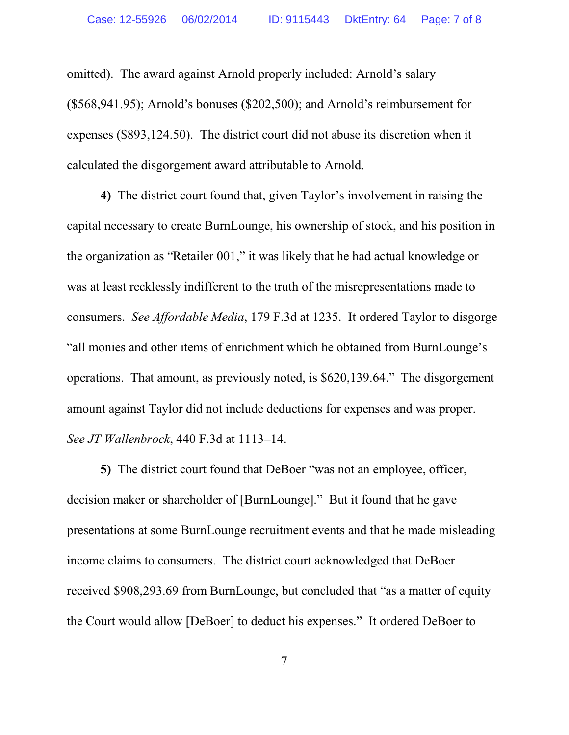omitted). The award against Arnold properly included: Arnold's salary ($568,941.95); Arnold's bonuses ($202,500); and Arnold's reimbursement for expenses ($893,124.50). The district court did not abuse its discretion when it calculated the disgorgement award attributable to Arnold.

**4)** The district court found that, given Taylor's involvement in raising the capital necessary to create BurnLounge, his ownership of stock, and his position in the organization as "Retailer 001," it was likely that he had actual knowledge or was at least recklessly indifferent to the truth of the misrepresentations made to consumers. *See Affordable Media*, 179 F.3d at 1235. It ordered Taylor to disgorge "all monies and other items of enrichment which he obtained from BurnLounge's operations. That amount, as previously noted, is $620,139.64." The disgorgement amount against Taylor did not include deductions for expenses and was proper. *See JT Wallenbrock*, 440 F.3d at 1113–14.

**5)** The district court found that DeBoer "was not an employee, officer, decision maker or shareholder of [BurnLounge]." But it found that he gave presentations at some BurnLounge recruitment events and that he made misleading income claims to consumers. The district court acknowledged that DeBoer received $908,293.69 from BurnLounge, but concluded that "as a matter of equity the Court would allow [DeBoer] to deduct his expenses." It ordered DeBoer to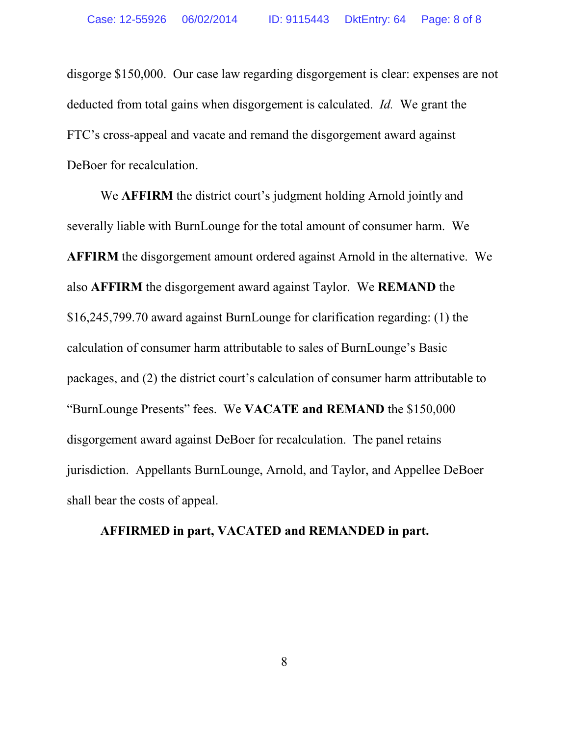disgorge $150,000. Our case law regarding disgorgement is clear: expenses are not deducted from total gains when disgorgement is calculated. *Id.* We grant the FTC's cross-appeal and vacate and remand the disgorgement award against DeBoer for recalculation.

We **AFFIRM** the district court's judgment holding Arnold jointly and severally liable with BurnLounge for the total amount of consumer harm. We **AFFIRM** the disgorgement amount ordered against Arnold in the alternative. We also **AFFIRM** the disgorgement award against Taylor. We **REMAND** the $16,245,799.70 award against BurnLounge for clarification regarding: (1) the calculation of consumer harm attributable to sales of BurnLounge's Basic packages, and (2) the district court's calculation of consumer harm attributable to "BurnLounge Presents" fees. We **VACATE and REMAND** the $150,000 disgorgement award against DeBoer for recalculation. The panel retains jurisdiction. Appellants BurnLounge, Arnold, and Taylor, and Appellee DeBoer shall bear the costs of appeal.

**AFFIRMED in part, VACATED and REMANDED in part.**